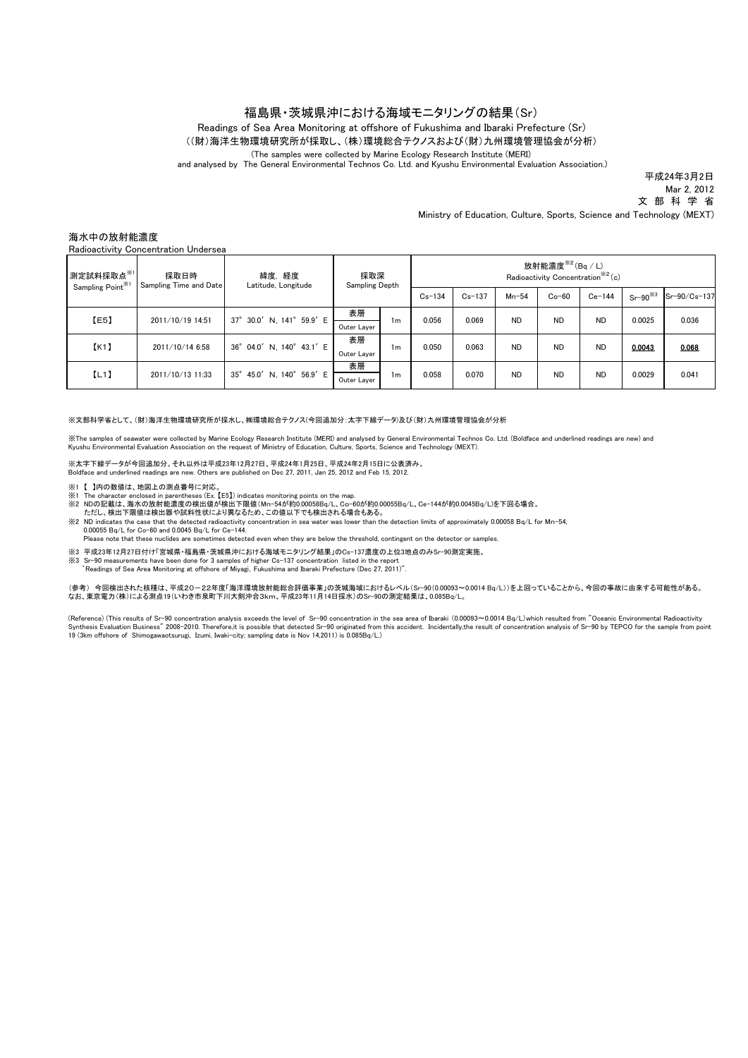# 福島県・茨城県沖における海域モニタリングの結果（Sr）

Readings of Sea Area Monitoring at offshore of Fukushima and Ibaraki Prefecture (Sr)

（(財)海洋生物環境研究所が採取し、(株)環境総合テクノスおよび(財)九州環境管理協会が分析）

(The samples were collected by Marine Ecology Research Institute (MERI) and analysed by The General Environmental Technos Co. Ltd. and Kyushu Environmental Evaluation Association.)

平成24年3月2日
Mar 2, 2012
文 部 科 学 省
Ministry of Education, Culture, Sports, Science and Technology (MEXT)

## 海水中の放射能濃度

Radioactivity Concentration Undersea

| 測定試料採取点※1 Sampling Point※1 | 採取日時 Sampling Time and Date | 緯度, 経度 Latitude, Longitude | 採取深 Sampling Depth | | 放射能濃度※2 (Bq / L) Radioactivity Concentration※2 (c) | | | | | | |
|---|---|---|---|---|---|---|---|---|---|---|---|
| | | | | | Cs-134 | Cs-137 | Mn-54 | Co-60 | Ce-144 | Sr-90※3 | Sr-90/Cs-137 |
| 【E5】 | 2011/10/19 14:51 | 37° 30.0′ N, 141° 59.9′ E | 表層 Outer Layer | 1m | 0.056 | 0.069 | ND | ND | ND | 0.0025 | 0.036 |
| 【K1】 | 2011/10/14 6:58 | 36° 04.0′ N, 140° 43.1′ E | 表層 Outer Layer | 1m | 0.050 | 0.063 | ND | ND | ND | **0.0043** | **0.068** |
| 【L1】 | 2011/10/13 11:33 | 35° 45.0′ N, 140° 56.9′ E | 表層 Outer Layer | 1m | 0.058 | 0.070 | ND | ND | ND | 0.0029 | 0.041 |

※文部科学省として、(財)海洋生物環境研究所が採水し、㈱環境総合テクノス(今回追加分：太字下線データ)及び(財)九州環境管理協会が分析

※The samples of seawater were collected by Marine Ecology Research Institute (MERI) and analysed by General Environmental Technos Co. Ltd. (Boldface and underlined readings are new) and Kyushu Environmental Evaluation Association on the request of Ministry of Education, Culture, Sports, Science and Technology (MEXT).

※太字下線データが今回追加分。それ以外は平成23年12月27日、平成24年1月25日、平成24年2月15日に公表済み。
Boldface and underlined readings are new. Others are published on Dec 27, 2011, Jan 25, 2012 and Feb 15, 2012.

※1 【 】内の数値は、地図上の測点番号に対応。
※1 The character enclosed in parentheses (Ex. 【E5】) indicates monitoring points on the map.
※2 NDの記載は、海水の放射能濃度の検出値が検出下限値（Mn-54が約0.00058Bq/L、Co-60が約0.00055Bq/L、Ce-144が約0.0045Bq/L)を下回る場合。
ただし、検出下限値は検出器や試料性状により異なるため、この値以下でも検出される場合もある。
※2 ND indicates the case that the detected radioactivity concentration in sea water was lower than the detection limits of approximately 0.00058 Bq/L for Mn-54, 0.00055 Bq/L for Co-60 and 0.0045 Bq/L for Ce-144.
Please note that these nuclides are sometimes detected even when they are below the threshold, contingent on the detector or samples.

※3 平成23年12月27日付け「宮城県・福島県・茨城県沖における海域モニタリング結果」のCs-137濃度の上位3地点のみSr-90測定実施。
※3 Sr-90 measurements have been done for 3 samples of higher Cs-137 concentration listed in the report "Readings of Sea Area Monitoring at offshore of Miyagi, Fukushima and Ibaraki Prefecture (Dec 27, 2011)".

(参考) 今回検出された核種は、平成20－22年度「海洋環境放射能総合評価事業」の茨城海域におけるレベル(Sr-90(0.00093～0.0014 Bq/L))を上回っていることから、今回の事故に由来する可能性がある。
なお、東京電力(株)による測点19(いわき市泉町下川大剣沖合3km、平成23年11月14日採水)のSr-90の測定結果は、0.085Bq/L。

(Reference) (This results of Sr-90 concentration analysis exceeds the level of Sr-90 concentration in the sea area of Ibaraki (0.00093～0.0014 Bq/L) which resulted from "Oceanic Environmental Radioactivity Synthesis Evaluation Business" 2008-2010. Therefore,it is possible that detected Sr-90 originated from this accident. Incidentally,the result of concentration analysis of Sr-90 by TEPCO for the sample from point 19 (3km offshore of Shimogawaotsurugi, Izumi, Iwaki-city; sampling date is Nov 14,2011) is 0.085Bq/L.)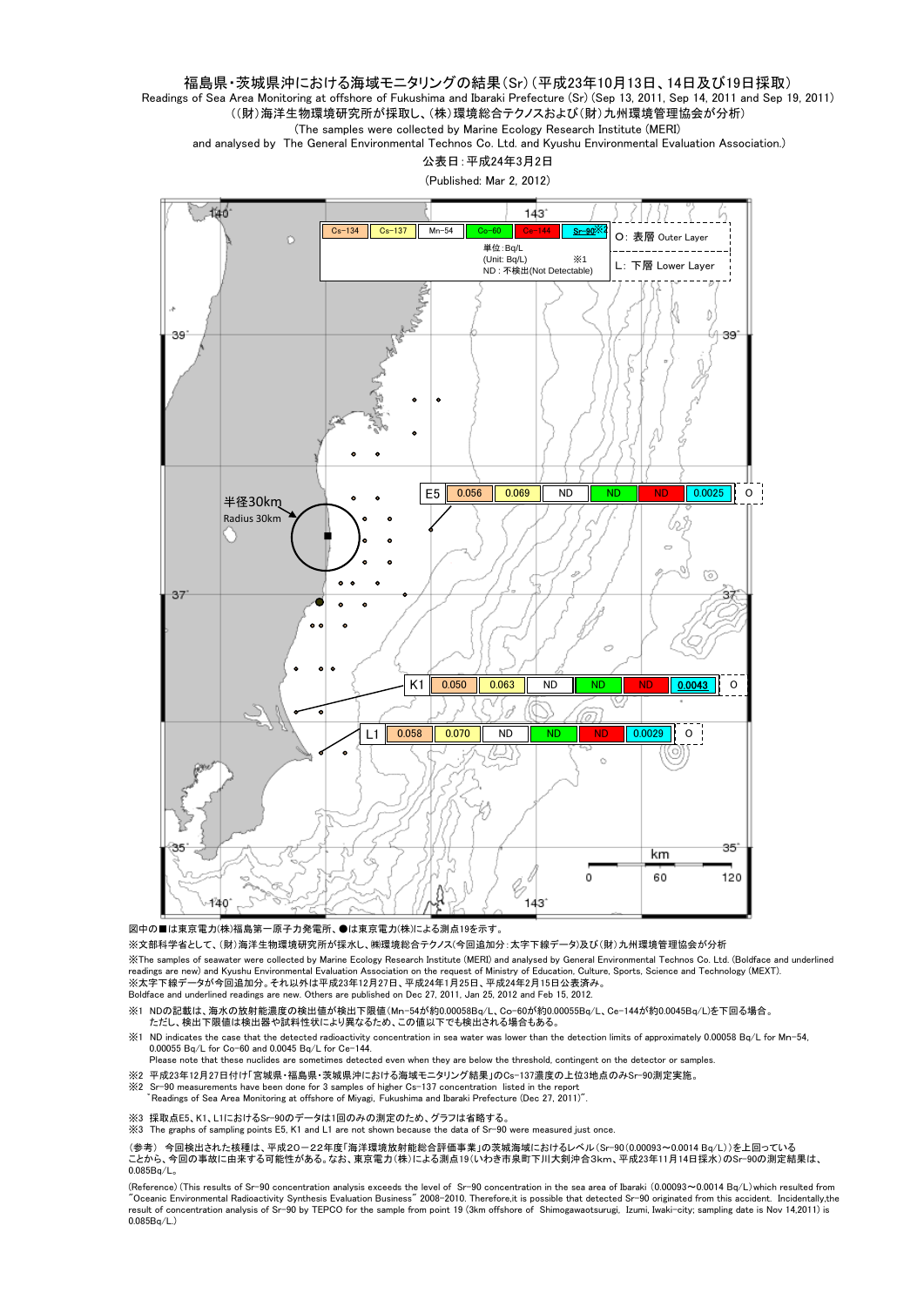# 福島県・茨城県沖における海域モニタリングの結果（Sr）（平成23年10月13日、14日及び19日採取）

Readings of Sea Area Monitoring at offshore of Fukushima and Ibaraki Prefecture (Sr) (Sep 13, 2011, Sep 14, 2011 and Sep 19, 2011)

（(財)海洋生物環境研究所が採取し、(株)環境総合テクノスおよび(財)九州環境管理協会が分析）

(The samples were collected by Marine Ecology Research Institute (MERI) and analysed by The General Environmental Technos Co. Ltd. and Kyushu Environmental Evaluation Association.)

公表日：平成24年3月2日

(Published: Mar 2, 2012)

Cs-134 | Cs-137 | Mn-54 | Co-60 | Ce-144 | Sr-90※2

単位：Bq/L
(Unit: Bq/L)
ND：不検出(Not Detectable) ※1

O: 表層 Outer Layer
L: 下層 Lower Layer

| 地点 | Cs-134 | Cs-137 | Mn-54 | Co-60 | Ce-144 | Sr-90 | 層 |
|---|---|---|---|---|---|---|---|
| E5 | 0.056 | 0.069 | ND | ND | ND | 0.0025 | O |
| K1 | 0.050 | 0.063 | ND | ND | ND | **0.0043** | O |
| L1 | 0.058 | 0.070 | ND | ND | ND | 0.0029 | O |

半径30km
Radius 30km

140° 143° 39° 37° 35°

km 0 60 120

図中の■は東京電力(株)福島第一原子力発電所、●は東京電力(株)による測点19を示す。

※文部科学省として、(財)海洋生物環境研究所が採水し、㈱環境総合テクノス(今回追加分：太字下線データ)及び(財)九州環境管理協会が分析

※The samples of seawater were collected by Marine Ecology Research Institute (MERI) and analysed by General Environmental Technos Co. Ltd. (Boldface and underlined readings are new) and Kyushu Environmental Evaluation Association on the request of Ministry of Education, Culture, Sports, Science and Technology (MEXT).

※太字下線データが今回追加分。それ以外は平成23年12月27日、平成24年1月25日、平成24年2月15日公表済み。

Boldface and underlined readings are new. Others are published on Dec 27, 2011, Jan 25, 2012 and Feb 15, 2012.

※1 NDの記載は、海水の放射能濃度の検出値が検出下限値（Mn-54が約0.00058Bq/L、Co-60が約0.00055Bq/L、Ce-144が約0.0045Bq/L)を下回る場合。
ただし、検出下限値は検出器や試料性状により異なるため、この値以下でも検出される場合もある。

※1 ND indicates the case that the detected radioactivity concentration in sea water was lower than the detection limits of approximately 0.00058 Bq/L for Mn-54, 0.00055 Bq/L for Co-60 and 0.0045 Bq/L for Ce-144.
Please note that these nuclides are sometimes detected even when they are below the threshold, contingent on the detector or samples.

※2 平成23年12月27日付け「宮城県・福島県・茨城県沖における海域モニタリング結果」のCs-137濃度の上位3地点のみSr-90測定実施。

※2 Sr-90 measurements have been done for 3 samples of higher Cs-137 concentration listed in the report "Readings of Sea Area Monitoring at offshore of Miyagi, Fukushima and Ibaraki Prefecture (Dec 27, 2011)".

※3 採取点E5、K1、L1におけるSr-90のデータは1回のみの測定のため、グラフは省略する。

※3 The graphs of sampling points E5, K1 and L1 are not shown because the data of Sr-90 were measured just once.

（参考） 今回検出された核種は、平成20－22年度「海洋環境放射能総合評価事業」の茨城海域におけるレベル(Sr-90(0.00093～0.0014 Bq/L))を上回っていることから、今回の事故に由来する可能性がある。なお、東京電力(株)による測点19(いわき市泉町下川大剣沖合3km、平成23年11月14日採水）のSr-90の測定結果は、0.085Bq/L。

(Reference) (This results of Sr-90 concentration analysis exceeds the level of Sr-90 concentration in the sea area of Ibaraki (0.00093～0.0014 Bq/L) which resulted from "Oceanic Environmental Radioactivity Synthesis Evaluation Business" 2008-2010. Therefore,it is possible that detected Sr-90 originated from this accident. Incidentally,the result of concentration analysis of Sr-90 by TEPCO for the sample from point 19 (3km offshore of Shimogawaotsurugi, Izumi, Iwaki-city; sampling date is Nov 14,2011) is 0.085Bq/L.)